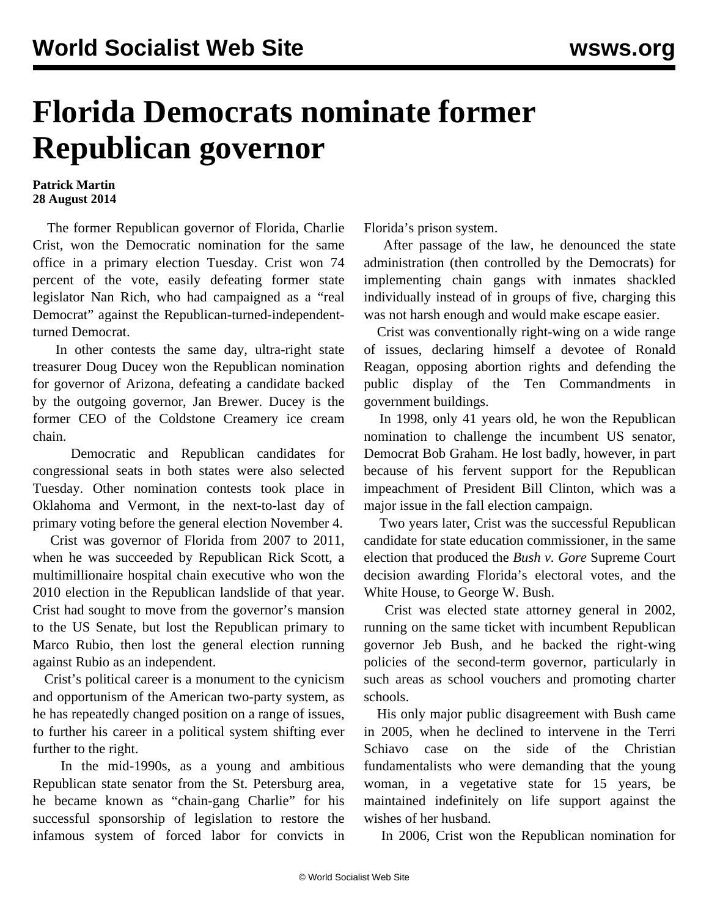# Florida Democrats nominate former Republican governor

**Patrick Martin**
**28 August 2014**

The former Republican governor of Florida, Charlie Crist, won the Democratic nomination for the same office in a primary election Tuesday. Crist won 74 percent of the vote, easily defeating former state legislator Nan Rich, who had campaigned as a "real Democrat" against the Republican-turned-independent-turned Democrat.

In other contests the same day, ultra-right state treasurer Doug Ducey won the Republican nomination for governor of Arizona, defeating a candidate backed by the outgoing governor, Jan Brewer. Ducey is the former CEO of the Coldstone Creamery ice cream chain.

Democratic and Republican candidates for congressional seats in both states were also selected Tuesday. Other nomination contests took place in Oklahoma and Vermont, in the next-to-last day of primary voting before the general election November 4.

Crist was governor of Florida from 2007 to 2011, when he was succeeded by Republican Rick Scott, a multimillionaire hospital chain executive who won the 2010 election in the Republican landslide of that year. Crist had sought to move from the governor's mansion to the US Senate, but lost the Republican primary to Marco Rubio, then lost the general election running against Rubio as an independent.

Crist's political career is a monument to the cynicism and opportunism of the American two-party system, as he has repeatedly changed position on a range of issues, to further his career in a political system shifting ever further to the right.

In the mid-1990s, as a young and ambitious Republican state senator from the St. Petersburg area, he became known as "chain-gang Charlie" for his successful sponsorship of legislation to restore the infamous system of forced labor for convicts in Florida's prison system.

After passage of the law, he denounced the state administration (then controlled by the Democrats) for implementing chain gangs with inmates shackled individually instead of in groups of five, charging this was not harsh enough and would make escape easier.

Crist was conventionally right-wing on a wide range of issues, declaring himself a devotee of Ronald Reagan, opposing abortion rights and defending the public display of the Ten Commandments in government buildings.

In 1998, only 41 years old, he won the Republican nomination to challenge the incumbent US senator, Democrat Bob Graham. He lost badly, however, in part because of his fervent support for the Republican impeachment of President Bill Clinton, which was a major issue in the fall election campaign.

Two years later, Crist was the successful Republican candidate for state education commissioner, in the same election that produced the *Bush v. Gore* Supreme Court decision awarding Florida's electoral votes, and the White House, to George W. Bush.

Crist was elected state attorney general in 2002, running on the same ticket with incumbent Republican governor Jeb Bush, and he backed the right-wing policies of the second-term governor, particularly in such areas as school vouchers and promoting charter schools.

His only major public disagreement with Bush came in 2005, when he declined to intervene in the Terri Schiavo case on the side of the Christian fundamentalists who were demanding that the young woman, in a vegetative state for 15 years, be maintained indefinitely on life support against the wishes of her husband.

In 2006, Crist won the Republican nomination for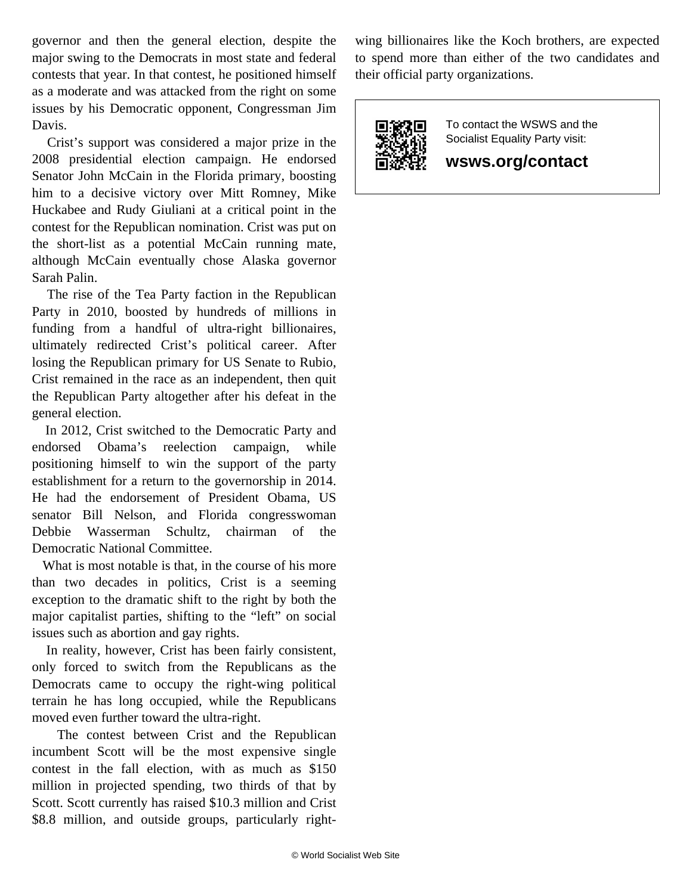governor and then the general election, despite the major swing to the Democrats in most state and federal contests that year. In that contest, he positioned himself as a moderate and was attacked from the right on some issues by his Democratic opponent, Congressman Jim Davis.

Crist's support was considered a major prize in the 2008 presidential election campaign. He endorsed Senator John McCain in the Florida primary, boosting him to a decisive victory over Mitt Romney, Mike Huckabee and Rudy Giuliani at a critical point in the contest for the Republican nomination. Crist was put on the short-list as a potential McCain running mate, although McCain eventually chose Alaska governor Sarah Palin.

The rise of the Tea Party faction in the Republican Party in 2010, boosted by hundreds of millions in funding from a handful of ultra-right billionaires, ultimately redirected Crist's political career. After losing the Republican primary for US Senate to Rubio, Crist remained in the race as an independent, then quit the Republican Party altogether after his defeat in the general election.

In 2012, Crist switched to the Democratic Party and endorsed Obama's reelection campaign, while positioning himself to win the support of the party establishment for a return to the governorship in 2014. He had the endorsement of President Obama, US senator Bill Nelson, and Florida congresswoman Debbie Wasserman Schultz, chairman of the Democratic National Committee.

What is most notable is that, in the course of his more than two decades in politics, Crist is a seeming exception to the dramatic shift to the right by both the major capitalist parties, shifting to the "left" on social issues such as abortion and gay rights.

In reality, however, Crist has been fairly consistent, only forced to switch from the Republicans as the Democrats came to occupy the right-wing political terrain he has long occupied, while the Republicans moved even further toward the ultra-right.

The contest between Crist and the Republican incumbent Scott will be the most expensive single contest in the fall election, with as much as $150 million in projected spending, two thirds of that by Scott. Scott currently has raised $10.3 million and Crist $8.8 million, and outside groups, particularly right-wing billionaires like the Koch brothers, are expected to spend more than either of the two candidates and their official party organizations.

To contact the WSWS and the Socialist Equality Party visit:

**wsws.org/contact**